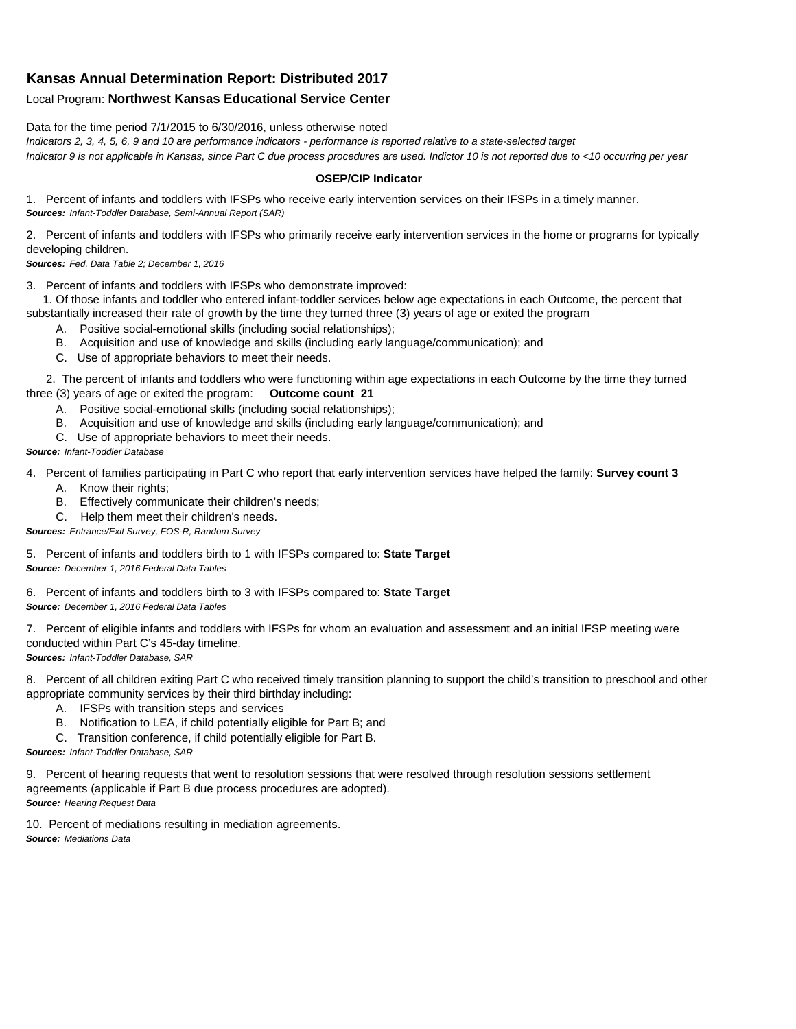## Kansas Annual Determination Report: Distributed 2017

Local Program: **Northwest Kansas Educational Service Center**

Data for the time period 7/1/2015 to 6/30/2016, unless otherwise noted

*Indicators 2, 3, 4, 5, 6, 9 and 10 are performance indicators - performance is reported relative to a state-selected target*

*Indicator 9 is not applicable in Kansas, since Part C due process procedures are used. Indictor 10 is not reported due to <10 occurring per year*

**OSEP/CIP Indicator**

1. Percent of infants and toddlers with IFSPs who receive early intervention services on their IFSPs in a timely manner.
***Sources:*** *Infant-Toddler Database, Semi-Annual Report (SAR)*

2. Percent of infants and toddlers with IFSPs who primarily receive early intervention services in the home or programs for typically developing children.
***Sources:*** *Fed. Data Table 2; December 1, 2016*

3. Percent of infants and toddlers with IFSPs who demonstrate improved:
   1. Of those infants and toddler who entered infant-toddler services below age expectations in each Outcome, the percent that substantially increased their rate of growth by the time they turned three (3) years of age or exited the program
      - A. Positive social-emotional skills (including social relationships);
      - B. Acquisition and use of knowledge and skills (including early language/communication); and
      - C. Use of appropriate behaviors to meet their needs.
   2. The percent of infants and toddlers who were functioning within age expectations in each Outcome by the time they turned three (3) years of age or exited the program: **Outcome count 21**
      - A. Positive social-emotional skills (including social relationships);
      - B. Acquisition and use of knowledge and skills (including early language/communication); and
      - C. Use of appropriate behaviors to meet their needs.

***Source:*** *Infant-Toddler Database*

4. Percent of families participating in Part C who report that early intervention services have helped the family: **Survey count 3**
   - A. Know their rights;
   - B. Effectively communicate their children's needs;
   - C. Help them meet their children's needs.

***Sources:*** *Entrance/Exit Survey, FOS-R, Random Survey*

5. Percent of infants and toddlers birth to 1 with IFSPs compared to: **State Target**
***Source:*** *December 1, 2016 Federal Data Tables*

6. Percent of infants and toddlers birth to 3 with IFSPs compared to: **State Target**
***Source:*** *December 1, 2016 Federal Data Tables*

7. Percent of eligible infants and toddlers with IFSPs for whom an evaluation and assessment and an initial IFSP meeting were conducted within Part C's 45-day timeline.
***Sources:*** *Infant-Toddler Database, SAR*

8. Percent of all children exiting Part C who received timely transition planning to support the child's transition to preschool and other appropriate community services by their third birthday including:
   - A. IFSPs with transition steps and services
   - B. Notification to LEA, if child potentially eligible for Part B; and
   - C. Transition conference, if child potentially eligible for Part B.

***Sources:*** *Infant-Toddler Database, SAR*

9. Percent of hearing requests that went to resolution sessions that were resolved through resolution sessions settlement agreements (applicable if Part B due process procedures are adopted).
***Source:*** *Hearing Request Data*

10. Percent of mediations resulting in mediation agreements.
***Source:*** *Mediations Data*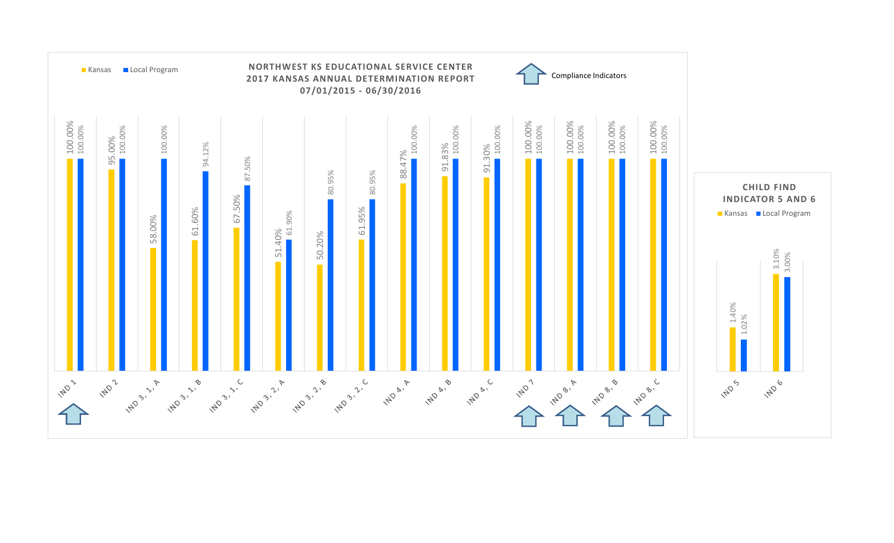Kansas Local Program

**NORTHWEST KS EDUCATIONAL SERVICE CENTER**
**2017 KANSAS ANNUAL DETERMINATION REPORT**
**07/01/2015 - 06/30/2016**

Compliance Indicators

100.00% 100.00%
95.00% 100.00%
58.00% 100.00%
61.60% 94.12%
67.50% 87.50%
51.40% 61.90%
50.20% 80.95%
61.95% 80.95%
88.47% 100.00%
91.83% 100.00%
91.30% 100.00%
100.00% 100.00%
100.00% 100.00%
100.00% 100.00%
100.00% 100.00%

IND 1
IND 2
IND 3, 1, A
IND 3, 1, B
IND 3, 1, C
IND 3, 2, A
IND 3, 2, B
IND 3, 2, C
IND 4, A
IND 4, B
IND 4, C
IND 7
IND 8, A
IND 8, B
IND 8, C

**CHILD FIND**
**INDICATOR 5 AND 6**

Kansas Local Program

1.40% 1.02%
3.10% 3.00%

IND 5
IND 6